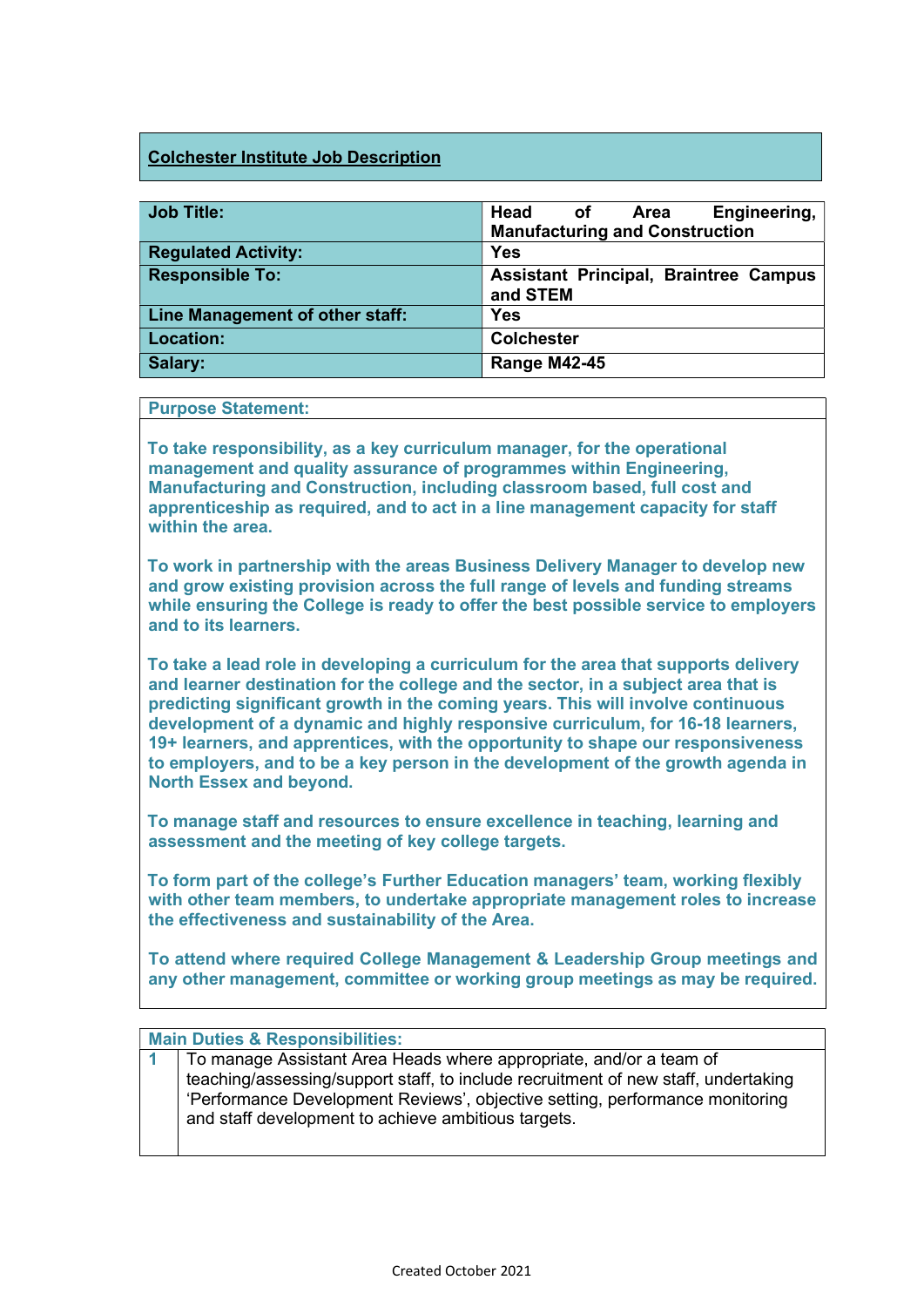## Colchester Institute Job Description

| | |
|---|---|
| **Job Title:** | **Head of Area Engineering, Manufacturing and Construction** |
| **Regulated Activity:** | **Yes** |
| **Responsible To:** | **Assistant Principal, Braintree Campus and STEM** |
| **Line Management of other staff:** | **Yes** |
| **Location:** | **Colchester** |
| **Salary:** | **Range M42-45** |

### Purpose Statement:

**To take responsibility, as a key curriculum manager, for the operational management and quality assurance of programmes within Engineering, Manufacturing and Construction, including classroom based, full cost and apprenticeship as required, and to act in a line management capacity for staff within the area.**

**To work in partnership with the areas Business Delivery Manager to develop new and grow existing provision across the full range of levels and funding streams while ensuring the College is ready to offer the best possible service to employers and to its learners.**

**To take a lead role in developing a curriculum for the area that supports delivery and learner destination for the college and the sector, in a subject area that is predicting significant growth in the coming years. This will involve continuous development of a dynamic and highly responsive curriculum, for 16-18 learners, 19+ learners, and apprentices, with the opportunity to shape our responsiveness to employers, and to be a key person in the development of the growth agenda in North Essex and beyond.**

**To manage staff and resources to ensure excellence in teaching, learning and assessment and the meeting of key college targets.**

**To form part of the college's Further Education managers' team, working flexibly with other team members, to undertake appropriate management roles to increase the effectiveness and sustainability of the Area.**

**To attend where required College Management & Leadership Group meetings and any other management, committee or working group meetings as may be required.**

### Main Duties & Responsibilities:

| | |
|---|---|
| **1** | To manage Assistant Area Heads where appropriate, and/or a team of teaching/assessing/support staff, to include recruitment of new staff, undertaking 'Performance Development Reviews', objective setting, performance monitoring and staff development to achieve ambitious targets. |

Created October 2021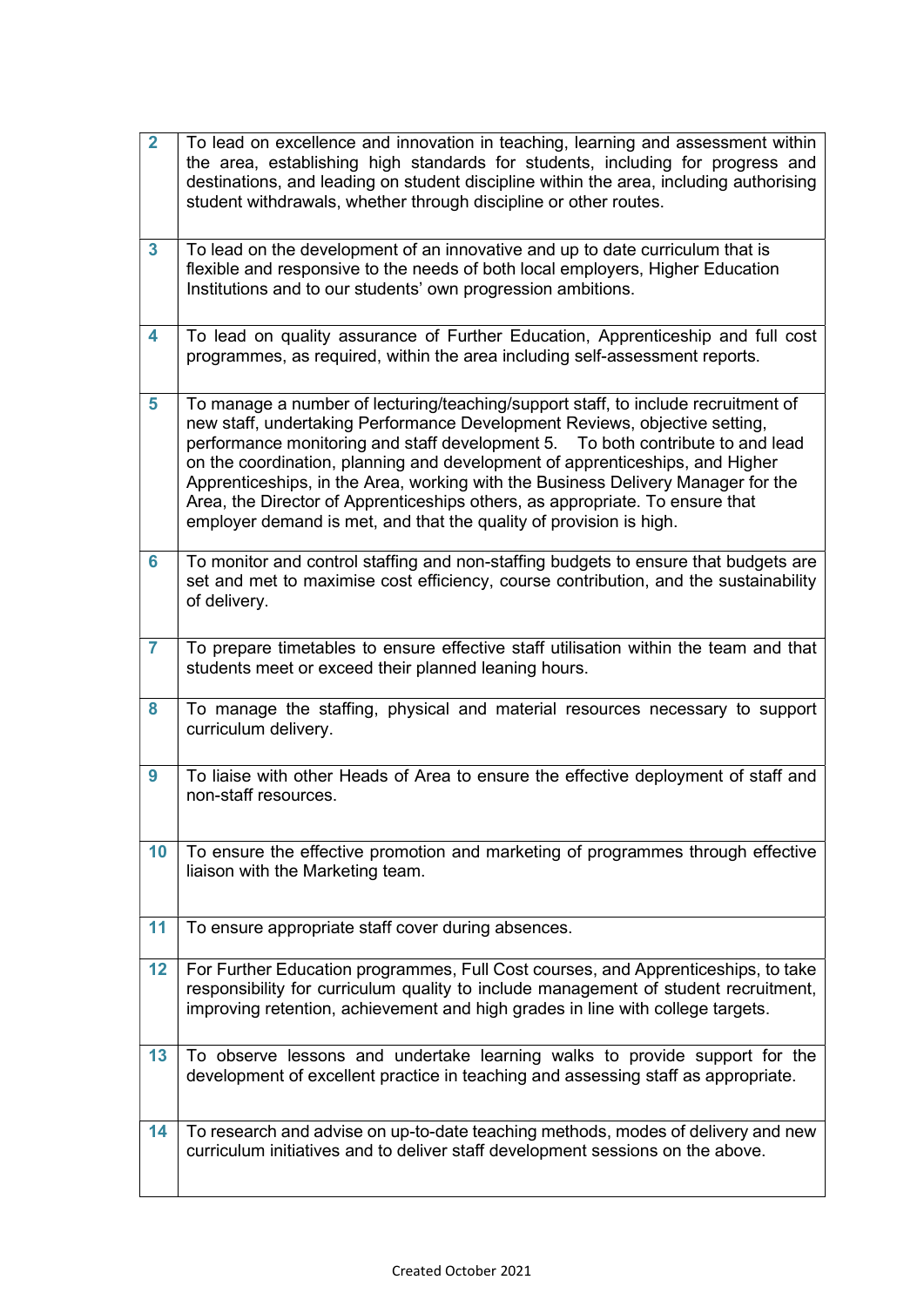| | |
|---|---|
| 2 | To lead on excellence and innovation in teaching, learning and assessment within the area, establishing high standards for students, including for progress and destinations, and leading on student discipline within the area, including authorising student withdrawals, whether through discipline or other routes. |
| 3 | To lead on the development of an innovative and up to date curriculum that is flexible and responsive to the needs of both local employers, Higher Education Institutions and to our students' own progression ambitions. |
| 4 | To lead on quality assurance of Further Education, Apprenticeship and full cost programmes, as required, within the area including self-assessment reports. |
| 5 | To manage a number of lecturing/teaching/support staff, to include recruitment of new staff, undertaking Performance Development Reviews, objective setting, performance monitoring and staff development 5. To both contribute to and lead on the coordination, planning and development of apprenticeships, and Higher Apprenticeships, in the Area, working with the Business Delivery Manager for the Area, the Director of Apprenticeships others, as appropriate. To ensure that employer demand is met, and that the quality of provision is high. |
| 6 | To monitor and control staffing and non-staffing budgets to ensure that budgets are set and met to maximise cost efficiency, course contribution, and the sustainability of delivery. |
| 7 | To prepare timetables to ensure effective staff utilisation within the team and that students meet or exceed their planned leaning hours. |
| 8 | To manage the staffing, physical and material resources necessary to support curriculum delivery. |
| 9 | To liaise with other Heads of Area to ensure the effective deployment of staff and non-staff resources. |
| 10 | To ensure the effective promotion and marketing of programmes through effective liaison with the Marketing team. |
| 11 | To ensure appropriate staff cover during absences. |
| 12 | For Further Education programmes, Full Cost courses, and Apprenticeships, to take responsibility for curriculum quality to include management of student recruitment, improving retention, achievement and high grades in line with college targets. |
| 13 | To observe lessons and undertake learning walks to provide support for the development of excellent practice in teaching and assessing staff as appropriate. |
| 14 | To research and advise on up-to-date teaching methods, modes of delivery and new curriculum initiatives and to deliver staff development sessions on the above. |

Created October 2021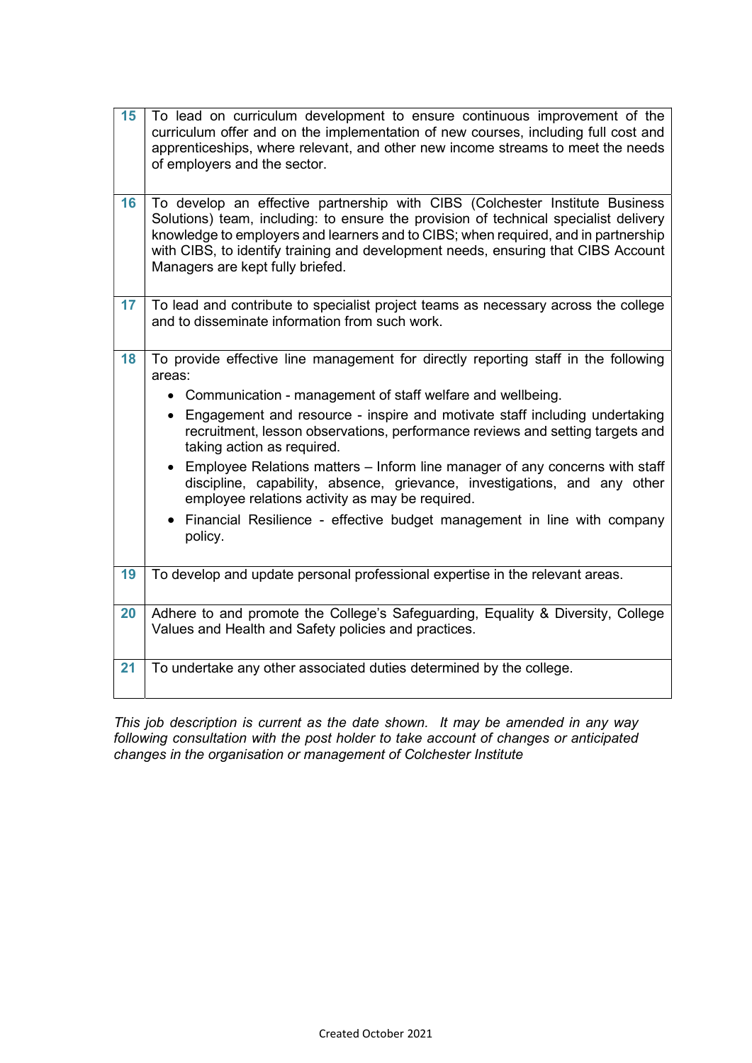| | |
|---|---|
| **15** | To lead on curriculum development to ensure continuous improvement of the curriculum offer and on the implementation of new courses, including full cost and apprenticeships, where relevant, and other new income streams to meet the needs of employers and the sector. |
| **16** | To develop an effective partnership with CIBS (Colchester Institute Business Solutions) team, including: to ensure the provision of technical specialist delivery knowledge to employers and learners and to CIBS; when required, and in partnership with CIBS, to identify training and development needs, ensuring that CIBS Account Managers are kept fully briefed. |
| **17** | To lead and contribute to specialist project teams as necessary across the college and to disseminate information from such work. |
| **18** | To provide effective line management for directly reporting staff in the following areas:<br>• Communication - management of staff welfare and wellbeing.<br>• Engagement and resource - inspire and motivate staff including undertaking recruitment, lesson observations, performance reviews and setting targets and taking action as required.<br>• Employee Relations matters – Inform line manager of any concerns with staff discipline, capability, absence, grievance, investigations, and any other employee relations activity as may be required.<br>• Financial Resilience - effective budget management in line with company policy. |
| **19** | To develop and update personal professional expertise in the relevant areas. |
| **20** | Adhere to and promote the College's Safeguarding, Equality & Diversity, College Values and Health and Safety policies and practices. |
| **21** | To undertake any other associated duties determined by the college. |

*This job description is current as the date shown. It may be amended in any way following consultation with the post holder to take account of changes or anticipated changes in the organisation or management of Colchester Institute*

Created October 2021